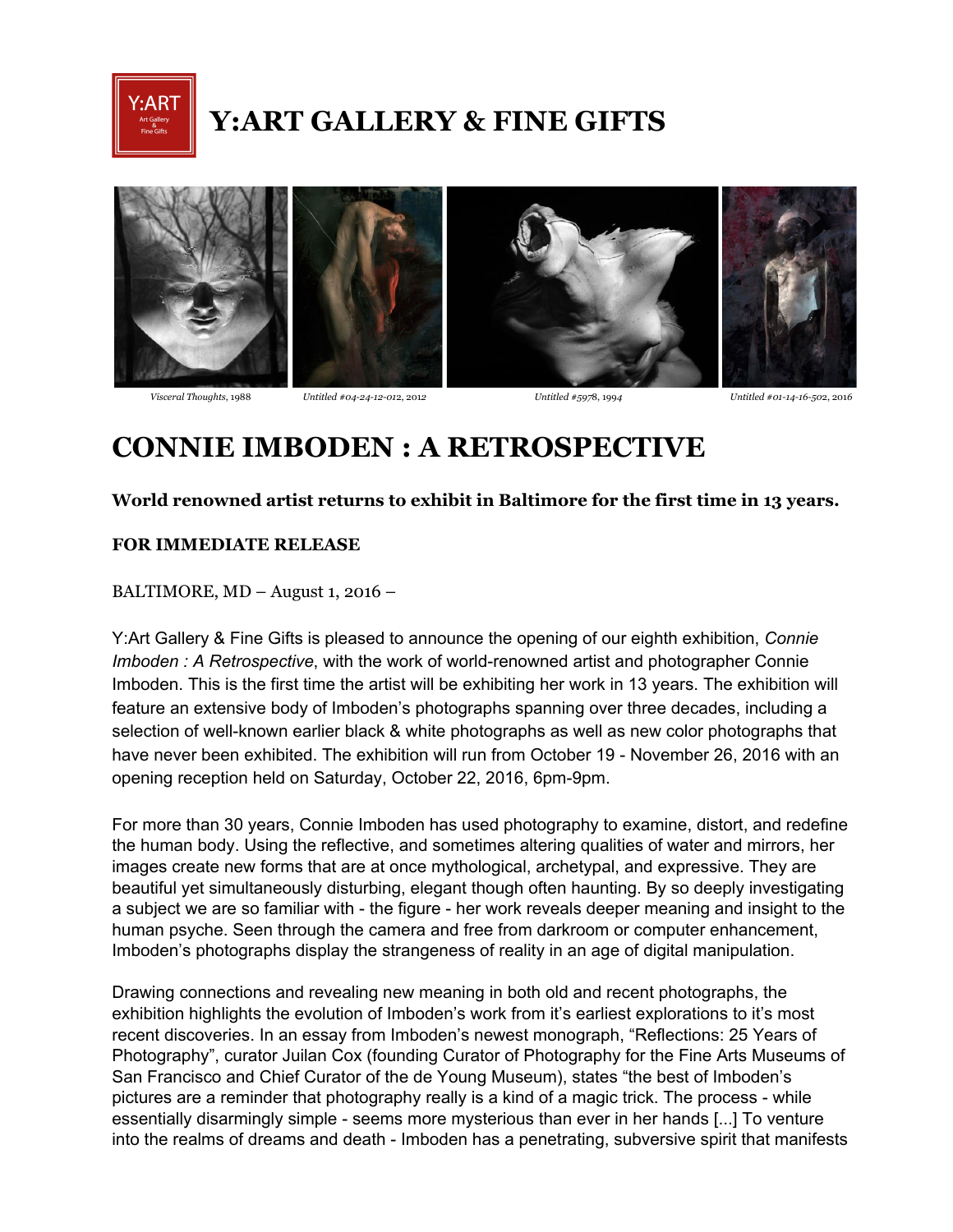# Y:ART GALLERY & FINE GIFTS

*Visceral Thoughts*, 1988 *Untitled #04-24-12-012*, 2012 *Untitled #5978*, 1994 *Untitled #01-14-16-502*, 2016

# CONNIE IMBODEN : A RETROSPECTIVE

**World renowned artist returns to exhibit in Baltimore for the first time in 13 years.**

**FOR IMMEDIATE RELEASE**

BALTIMORE, MD – August 1, 2016 –

Y:Art Gallery & Fine Gifts is pleased to announce the opening of our eighth exhibition, *Connie Imboden : A Retrospective*, with the work of world-renowned artist and photographer Connie Imboden. This is the first time the artist will be exhibiting her work in 13 years. The exhibition will feature an extensive body of Imboden's photographs spanning over three decades, including a selection of well-known earlier black & white photographs as well as new color photographs that have never been exhibited. The exhibition will run from October 19 - November 26, 2016 with an opening reception held on Saturday, October 22, 2016, 6pm-9pm.

For more than 30 years, Connie Imboden has used photography to examine, distort, and redefine the human body. Using the reflective, and sometimes altering qualities of water and mirrors, her images create new forms that are at once mythological, archetypal, and expressive. They are beautiful yet simultaneously disturbing, elegant though often haunting. By so deeply investigating a subject we are so familiar with - the figure - her work reveals deeper meaning and insight to the human psyche. Seen through the camera and free from darkroom or computer enhancement, Imboden's photographs display the strangeness of reality in an age of digital manipulation.

Drawing connections and revealing new meaning in both old and recent photographs, the exhibition highlights the evolution of Imboden's work from it's earliest explorations to it's most recent discoveries. In an essay from Imboden's newest monograph, "Reflections: 25 Years of Photography", curator Juilan Cox (founding Curator of Photography for the Fine Arts Museums of San Francisco and Chief Curator of the de Young Museum), states "the best of Imboden's pictures are a reminder that photography really is a kind of a magic trick. The process - while essentially disarmingly simple - seems more mysterious than ever in her hands [...] To venture into the realms of dreams and death - Imboden has a penetrating, subversive spirit that manifests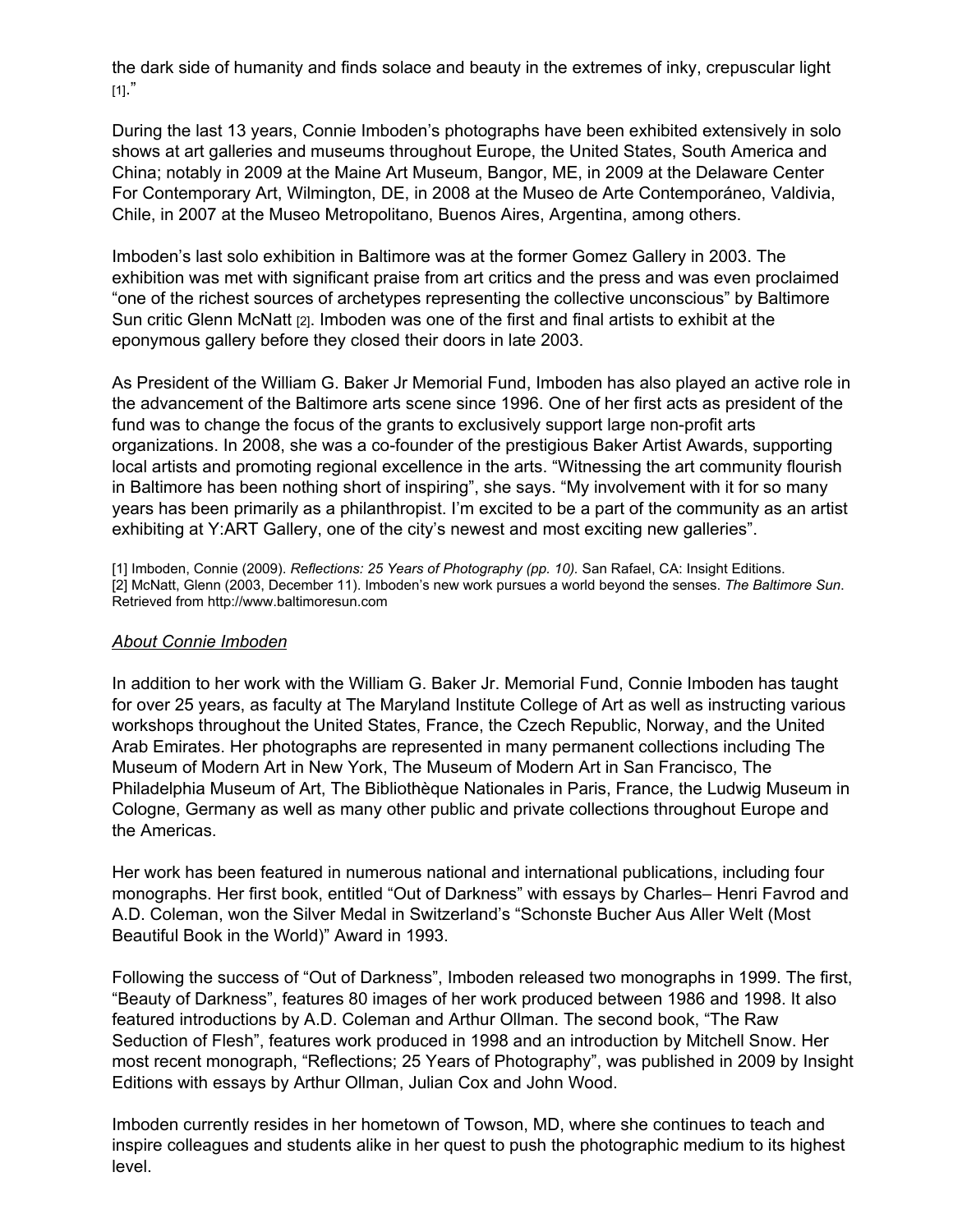the dark side of humanity and finds solace and beauty in the extremes of inky, crepuscular light [1]."

During the last 13 years, Connie Imboden's photographs have been exhibited extensively in solo shows at art galleries and museums throughout Europe, the United States, South America and China; notably in 2009 at the Maine Art Museum, Bangor, ME, in 2009 at the Delaware Center For Contemporary Art, Wilmington, DE, in 2008 at the Museo de Arte Contemporáneo, Valdivia, Chile, in 2007 at the Museo Metropolitano, Buenos Aires, Argentina, among others.

Imboden's last solo exhibition in Baltimore was at the former Gomez Gallery in 2003. The exhibition was met with significant praise from art critics and the press and was even proclaimed "one of the richest sources of archetypes representing the collective unconscious" by Baltimore Sun critic Glenn McNatt [2]. Imboden was one of the first and final artists to exhibit at the eponymous gallery before they closed their doors in late 2003.

As President of the William G. Baker Jr Memorial Fund, Imboden has also played an active role in the advancement of the Baltimore arts scene since 1996. One of her first acts as president of the fund was to change the focus of the grants to exclusively support large non-profit arts organizations. In 2008, she was a co-founder of the prestigious Baker Artist Awards, supporting local artists and promoting regional excellence in the arts. "Witnessing the art community flourish in Baltimore has been nothing short of inspiring", she says. "My involvement with it for so many years has been primarily as a philanthropist. I'm excited to be a part of the community as an artist exhibiting at Y:ART Gallery, one of the city's newest and most exciting new galleries".

[1] Imboden, Connie (2009). *Reflections: 25 Years of Photography (pp. 10).* San Rafael, CA: Insight Editions.
[2] McNatt, Glenn (2003, December 11). Imboden's new work pursues a world beyond the senses. *The Baltimore Sun*. Retrieved from http://www.baltimoresun.com

*<u>About Connie Imboden</u>*

In addition to her work with the William G. Baker Jr. Memorial Fund, Connie Imboden has taught for over 25 years, as faculty at The Maryland Institute College of Art as well as instructing various workshops throughout the United States, France, the Czech Republic, Norway, and the United Arab Emirates. Her photographs are represented in many permanent collections including The Museum of Modern Art in New York, The Museum of Modern Art in San Francisco, The Philadelphia Museum of Art, The Bibliothèque Nationales in Paris, France, the Ludwig Museum in Cologne, Germany as well as many other public and private collections throughout Europe and the Americas.

Her work has been featured in numerous national and international publications, including four monographs. Her first book, entitled "Out of Darkness" with essays by Charles– Henri Favrod and A.D. Coleman, won the Silver Medal in Switzerland's "Schonste Bucher Aus Aller Welt (Most Beautiful Book in the World)" Award in 1993.

Following the success of "Out of Darkness", Imboden released two monographs in 1999. The first, "Beauty of Darkness", features 80 images of her work produced between 1986 and 1998. It also featured introductions by A.D. Coleman and Arthur Ollman. The second book, "The Raw Seduction of Flesh", features work produced in 1998 and an introduction by Mitchell Snow. Her most recent monograph, "Reflections; 25 Years of Photography", was published in 2009 by Insight Editions with essays by Arthur Ollman, Julian Cox and John Wood.

Imboden currently resides in her hometown of Towson, MD, where she continues to teach and inspire colleagues and students alike in her quest to push the photographic medium to its highest level.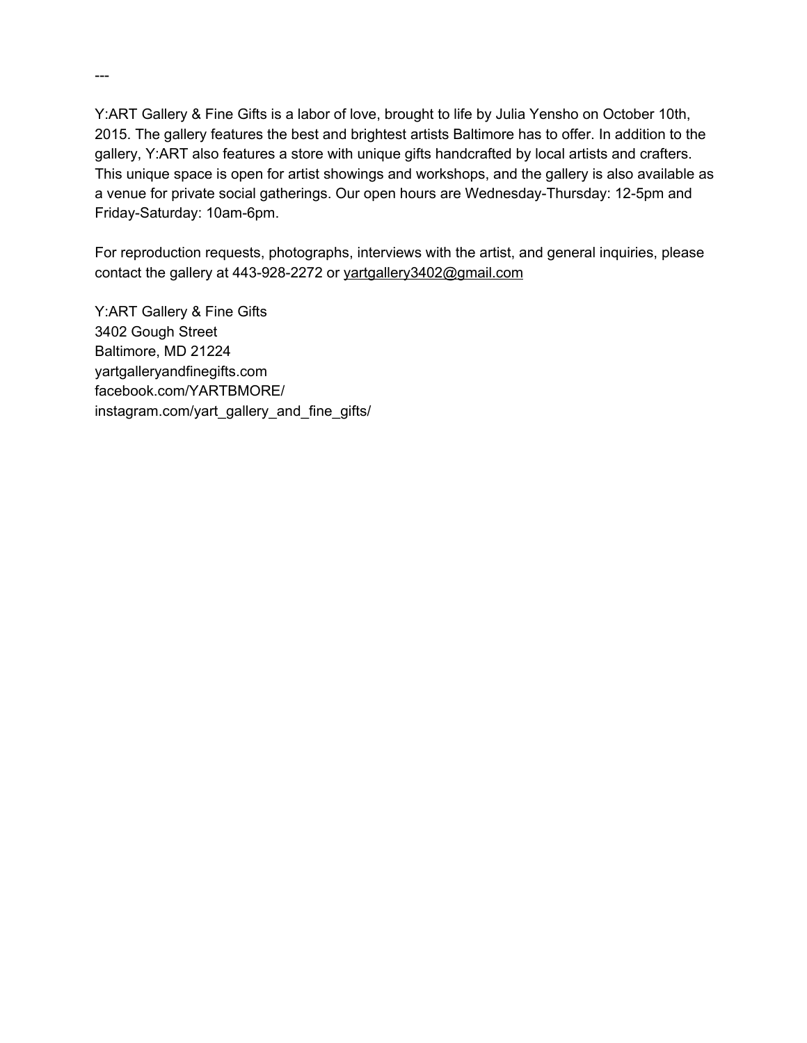---

Y:ART Gallery & Fine Gifts is a labor of love, brought to life by Julia Yensho on October 10th, 2015. The gallery features the best and brightest artists Baltimore has to offer. In addition to the gallery, Y:ART also features a store with unique gifts handcrafted by local artists and crafters. This unique space is open for artist showings and workshops, and the gallery is also available as a venue for private social gatherings. Our open hours are Wednesday-Thursday: 12-5pm and Friday-Saturday: 10am-6pm.

For reproduction requests, photographs, interviews with the artist, and general inquiries, please contact the gallery at 443-928-2272 or yartgallery3402@gmail.com

Y:ART Gallery & Fine Gifts
3402 Gough Street
Baltimore, MD 21224
yartgalleryandfinegifts.com
facebook.com/YARTBMORE/
instagram.com/yart_gallery_and_fine_gifts/